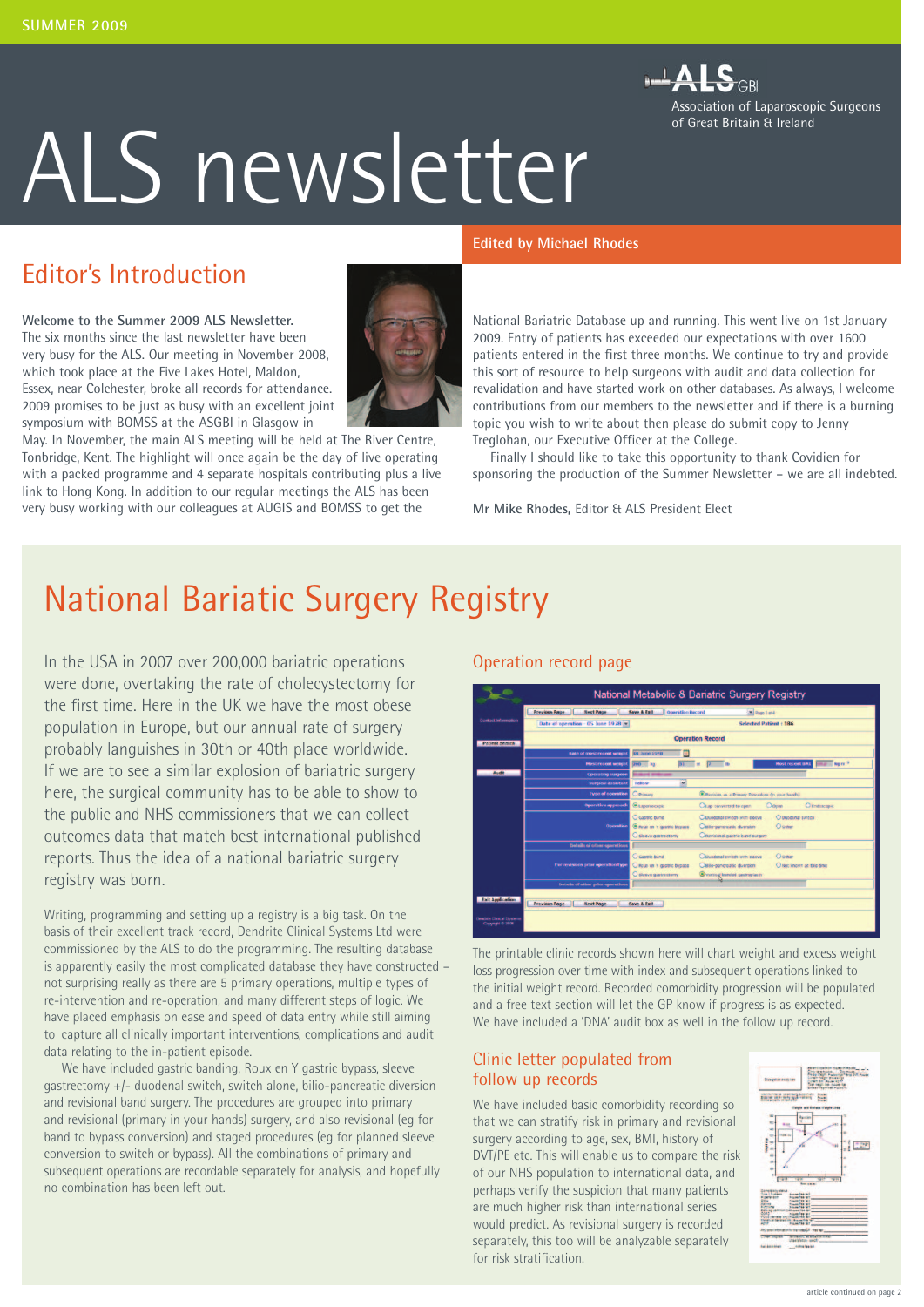# ALS newsletter

Association of Laparoscopic Surgeons of Great Britain & Ireland

Edited by Michael Rhodes

## Editor's Introduction

**Welcome to the Summer 2009 ALS Newsletter.**

The six months since the last newsletter have been very busy for the ALS. Our meeting in November 2008, which took place at the Five Lakes Hotel, Maldon, Essex, near Colchester, broke all records for attendance. 2009 promises to be just as busy with an excellent joint symposium with BOMSS at the ASGBI in Glasgow in May. In November, the main ALS meeting will be held at The River Centre, Tonbridge, Kent. The highlight will once again be the day of live operating with a packed programme and 4 separate hospitals contributing plus a live link to Hong Kong. In addition to our regular meetings the ALS has been very busy working with our colleagues at AUGIS and BOMSS to get the National Bariatric Database up and running. This went live on 1st January 2009. Entry of patients has exceeded our expectations with over 1600 patients entered in the first three months. We continue to try and provide this sort of resource to help surgeons with audit and data collection for revalidation and have started work on other databases. As always, I welcome contributions from our members to the newsletter and if there is a burning topic you wish to write about then please do submit copy to Jenny Treglohan, our Executive Officer at the College.

Finally I should like to take this opportunity to thank Covidien for sponsoring the production of the Summer Newsletter – we are all indebted.

**Mr Mike Rhodes,** Editor & ALS President Elect

# National Bariatric Surgery Registry

In the USA in 2007 over 200,000 bariatric operations were done, overtaking the rate of cholecystectomy for the first time. Here in the UK we have the most obese population in Europe, but our annual rate of surgery probably languishes in 30th or 40th place worldwide. If we are to see a similar explosion of bariatric surgery here, the surgical community has to be able to show to the public and NHS commissioners that we can collect outcomes data that match best international published reports. Thus the idea of a national bariatric surgery registry was born.

Writing, programming and setting up a registry is a big task. On the basis of their excellent track record, Dendrite Clinical Systems Ltd were commissioned by the ALS to do the programming. The resulting database is apparently easily the most complicated database they have constructed – not surprising really as there are 5 primary operations, multiple types of re-intervention and re-operation, and many different steps of logic. We have placed emphasis on ease and speed of data entry while still aiming to capture all clinically important interventions, complications and audit data relating to the in-patient episode.

We have included gastric banding, Roux en Y gastric bypass, sleeve gastrectomy +/- duodenal switch, switch alone, bilio-pancreatic diversion and revisional band surgery. The procedures are grouped into primary and revisional (primary in your hands) surgery, and also revisional (eg for band to bypass conversion) and staged procedures (eg for planned sleeve conversion to switch or bypass). All the combinations of primary and subsequent operations are recordable separately for analysis, and hopefully no combination has been left out.

## Operation record page

The printable clinic records shown here will chart weight and excess weight loss progression over time with index and subsequent operations linked to the initial weight record. Recorded comorbidity progression will be populated and a free text section will let the GP know if progress is as expected. We have included a 'DNA' audit box as well in the follow up record.

## Clinic letter populated from follow up records

We have included basic comorbidity recording so that we can stratify risk in primary and revisional surgery according to age, sex, BMI, history of DVT/PE etc. This will enable us to compare the risk of our NHS population to international data, and perhaps verify the suspicion that many patients are much higher risk than international series would predict. As revisional surgery is recorded separately, this too will be analyzable separately for risk stratification.

article continued on page 2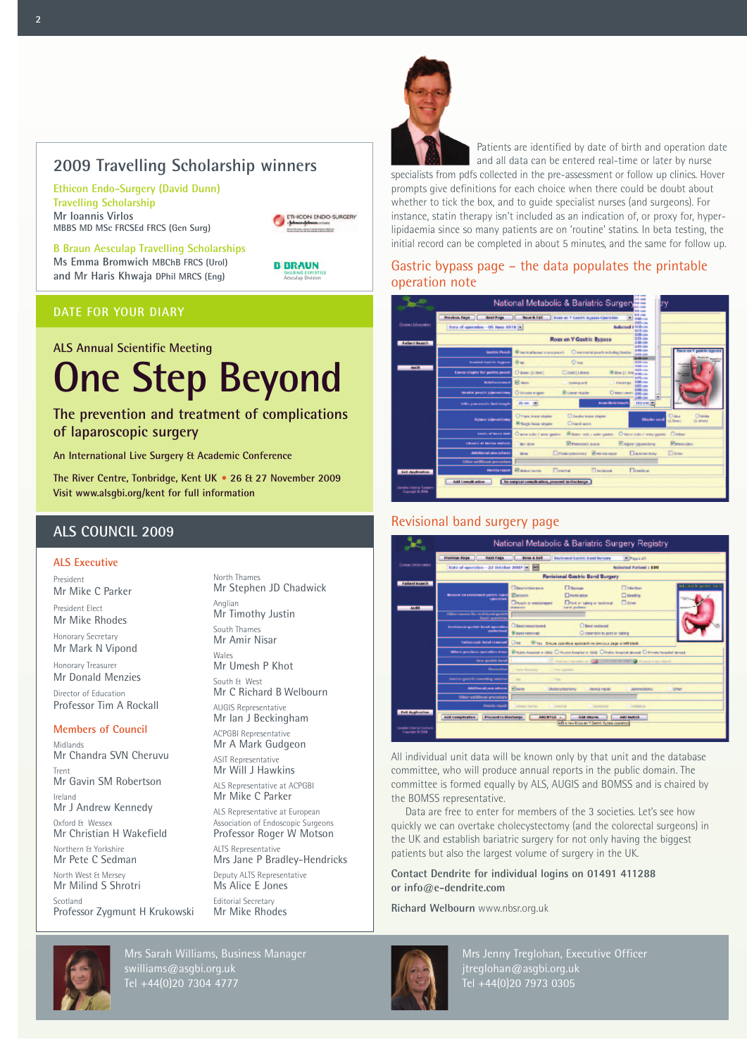## 2009 Travelling Scholarship winners

**Ethicon Endo-Surgery (David Dunn) Travelling Scholarship**
Mr Ioannis Virlos
MBBS MD MSc FRCSEd FRCS (Gen Surg)

**B Braun Aesculap Travelling Scholarships**
Ms Emma Bromwich MBChB FRCS (Urol)
and Mr Haris Khwaja DPhil MRCS (Eng)

## DATE FOR YOUR DIARY

ALS Annual Scientific Meeting

# One Step Beyond

### The prevention and treatment of complications of laparoscopic surgery

An International Live Surgery & Academic Conference

The River Centre, Tonbridge, Kent UK • 26 & 27 November 2009
Visit www.alsgbi.org/kent for full information

## ALS COUNCIL 2009

### ALS Executive

President
Mr Mike C Parker

President Elect
Mr Mike Rhodes

Honorary Secretary
Mr Mark N Vipond

Honorary Treasurer
Mr Donald Menzies

Director of Education
Professor Tim A Rockall

### Members of Council

Midlands
Mr Chandra SVN Cheruvu

Trent
Mr Gavin SM Robertson

Ireland
Mr J Andrew Kennedy

Oxford & Wessex
Mr Christian H Wakefield

Northern & Yorkshire
Mr Pete C Sedman

North West & Mersey
Mr Milind S Shrotri

Scotland
Professor Zygmunt H Krukowski

North Thames
Mr Stephen JD Chadwick

Anglian
Mr Timothy Justin

South Thames
Mr Amir Nisar

Wales
Mr Umesh P Khot

South & West
Mr C Richard B Welbourn

AUGIS Representative
Mr Ian J Beckingham

ACPGBI Representative
Mr A Mark Gudgeon

ASIT Representative
Mr Will J Hawkins

ALS Representative at ACPGBI
Mr Mike C Parker

ALS Representative at European Association of Endoscopic Surgeons
Professor Roger W Motson

ALTS Representative
Mrs Jane P Bradley-Hendricks

Deputy ALTS Representative
Ms Alice E Jones

Editorial Secretary
Mr Mike Rhodes

Patients are identified by date of birth and operation date and all data can be entered real-time or later by nurse specialists from pdfs collected in the pre-assessment or follow up clinics. Hover prompts give definitions for each choice when there could be doubt about whether to tick the box, and to guide specialist nurses (and surgeons). For instance, statin therapy isn't included as an indication of, or proxy for, hyper-lipidaemia since so many patients are on 'routine' statins. In beta testing, the initial record can be completed in about 5 minutes, and the same for follow up.

### Gastric bypass page – the data populates the printable operation note

### Revisional band surgery page

All individual unit data will be known only by that unit and the database committee, who will produce annual reports in the public domain. The committee is formed equally by ALS, AUGIS and BOMSS and is chaired by the BOMSS representative.

Data are free to enter for members of the 3 societies. Let's see how quickly we can overtake cholecystectomy (and the colorectal surgeons) in the UK and establish bariatric surgery for not only having the biggest patients but also the largest volume of surgery in the UK.

**Contact Dendrite for individual logins on 01491 411288 or info@e-dendrite.com**

**Richard Welbourn** www.nbsr.org.uk

Mrs Sarah Williams, Business Manager
swilliams@asgbi.org.uk
Tel +44(0)20 7304 4777

Mrs Jenny Treglohan, Executive Officer
jtreglohan@asgbi.org.uk
Tel +44(0)20 7973 0305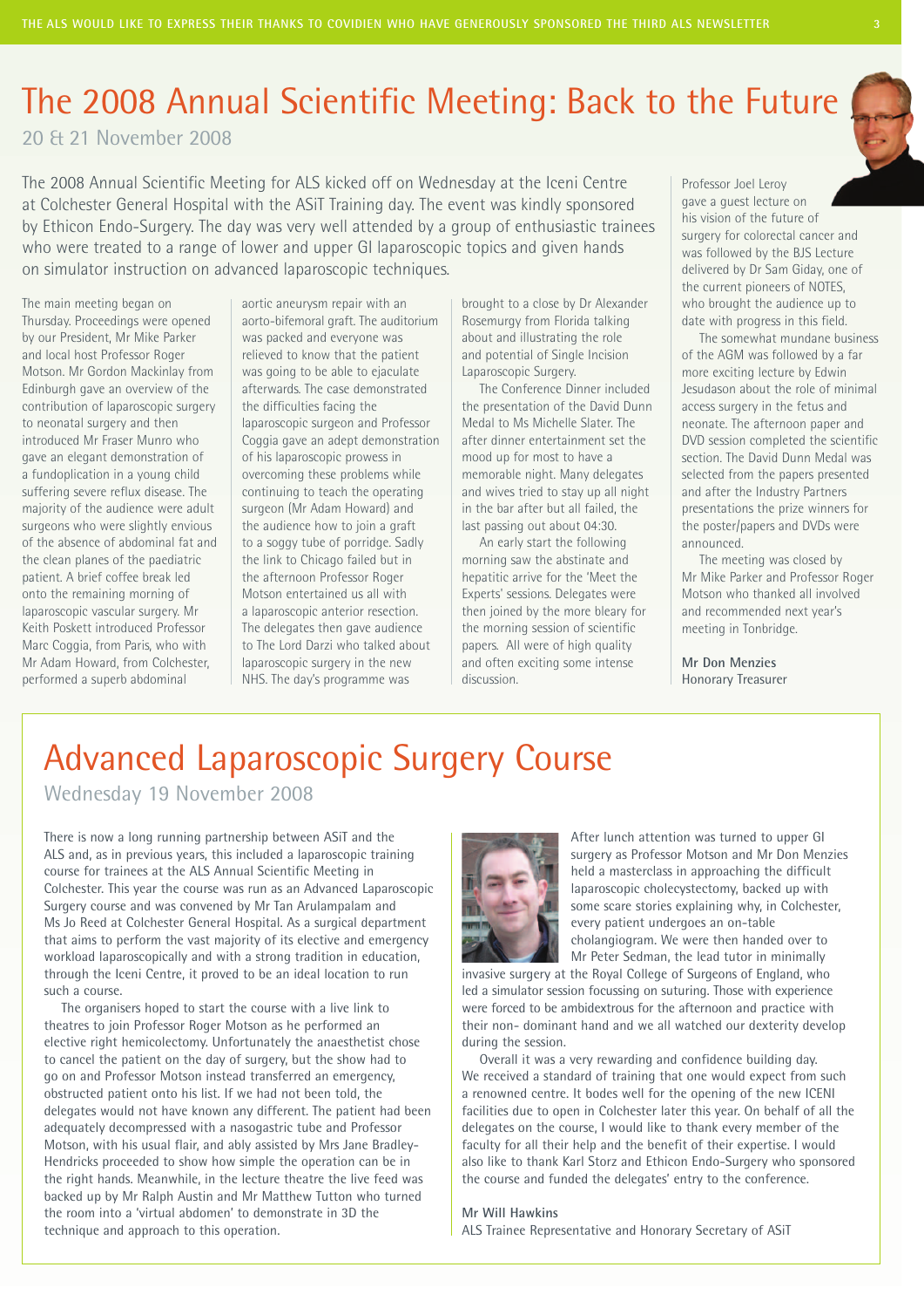# The 2008 Annual Scientific Meeting: Back to the Future

20 & 21 November 2008

The 2008 Annual Scientific Meeting for ALS kicked off on Wednesday at the Iceni Centre at Colchester General Hospital with the ASiT Training day. The event was kindly sponsored by Ethicon Endo-Surgery. The day was very well attended by a group of enthusiastic trainees who were treated to a range of lower and upper GI laparoscopic topics and given hands on simulator instruction on advanced laparoscopic techniques.

The main meeting began on Thursday. Proceedings were opened by our President, Mr Mike Parker and local host Professor Roger Motson. Mr Gordon Mackinlay from Edinburgh gave an overview of the contribution of laparoscopic surgery to neonatal surgery and then introduced Mr Fraser Munro who gave an elegant demonstration of a fundoplication in a young child suffering severe reflux disease. The majority of the audience were adult surgeons who were slightly envious of the absence of abdominal fat and the clean planes of the paediatric patient. A brief coffee break led onto the remaining morning of laparoscopic vascular surgery. Mr Keith Poskett introduced Professor Marc Coggia, from Paris, who with Mr Adam Howard, from Colchester, performed a superb abdominal aortic aneurysm repair with an aorto-bifemoral graft. The auditorium was packed and everyone was relieved to know that the patient was going to be able to ejaculate afterwards. The case demonstrated the difficulties facing the laparoscopic surgeon and Professor Coggia gave an adept demonstration of his laparoscopic prowess in overcoming these problems while continuing to teach the operating surgeon (Mr Adam Howard) and the audience how to join a graft to a soggy tube of porridge. Sadly the link to Chicago failed but in the afternoon Professor Roger Motson entertained us all with a laparoscopic anterior resection. The delegates then gave audience to The Lord Darzi who talked about laparoscopic surgery in the new NHS. The day's programme was brought to a close by Dr Alexander Rosemurgy from Florida talking about and illustrating the role and potential of Single Incision Laparoscopic Surgery.

The Conference Dinner included the presentation of the David Dunn Medal to Ms Michelle Slater. The after dinner entertainment set the mood up for most to have a memorable night. Many delegates and wives tried to stay up all night in the bar after but all failed, the last passing out about 04:30.

An early start the following morning saw the abstinate and hepatitic arrive for the 'Meet the Experts' sessions. Delegates were then joined by the more bleary for the morning session of scientific papers. All were of high quality and often exciting some intense discussion.

Professor Joel Leroy gave a guest lecture on his vision of the future of surgery for colorectal cancer and was followed by the BJS Lecture delivered by Dr Sam Giday, one of the current pioneers of NOTES, who brought the audience up to date with progress in this field.

The somewhat mundane business of the AGM was followed by a far more exciting lecture by Edwin Jesudason about the role of minimal access surgery in the fetus and neonate. The afternoon paper and DVD session completed the scientific section. The David Dunn Medal was selected from the papers presented and after the Industry Partners presentations the prize winners for the poster/papers and DVDs were announced.

The meeting was closed by Mr Mike Parker and Professor Roger Motson who thanked all involved and recommended next year's meeting in Tonbridge.

**Mr Don Menzies**
Honorary Treasurer

# Advanced Laparoscopic Surgery Course

Wednesday 19 November 2008

There is now a long running partnership between ASiT and the ALS and, as in previous years, this included a laparoscopic training course for trainees at the ALS Annual Scientific Meeting in Colchester. This year the course was run as an Advanced Laparoscopic Surgery course and was convened by Mr Tan Arulampalam and Ms Jo Reed at Colchester General Hospital. As a surgical department that aims to perform the vast majority of its elective and emergency workload laparoscopically and with a strong tradition in education, through the Iceni Centre, it proved to be an ideal location to run such a course.

The organisers hoped to start the course with a live link to theatres to join Professor Roger Motson as he performed an elective right hemicolectomy. Unfortunately the anaesthetist chose to cancel the patient on the day of surgery, but the show had to go on and Professor Motson instead transferred an emergency, obstructed patient onto his list. If we had not been told, the delegates would not have known any different. The patient had been adequately decompressed with a nasogastric tube and Professor Motson, with his usual flair, and ably assisted by Mrs Jane Bradley-Hendricks proceeded to show how simple the operation can be in the right hands. Meanwhile, in the lecture theatre the live feed was backed up by Mr Ralph Austin and Mr Matthew Tutton who turned the room into a 'virtual abdomen' to demonstrate in 3D the technique and approach to this operation.

After lunch attention was turned to upper GI surgery as Professor Motson and Mr Don Menzies held a masterclass in approaching the difficult laparoscopic cholecystectomy, backed up with some scare stories explaining why, in Colchester, every patient undergoes an on-table cholangiogram. We were then handed over to Mr Peter Sedman, the lead tutor in minimally invasive surgery at the Royal College of Surgeons of England, who led a simulator session focussing on suturing. Those with experience were forced to be ambidextrous for the afternoon and practice with their non- dominant hand and we all watched our dexterity develop during the session.

Overall it was a very rewarding and confidence building day. We received a standard of training that one would expect from such a renowned centre. It bodes well for the opening of the new ICENI facilities due to open in Colchester later this year. On behalf of all the delegates on the course, I would like to thank every member of the faculty for all their help and the benefit of their expertise. I would also like to thank Karl Storz and Ethicon Endo-Surgery who sponsored the course and funded the delegates' entry to the conference.

**Mr Will Hawkins**
ALS Trainee Representative and Honorary Secretary of ASiT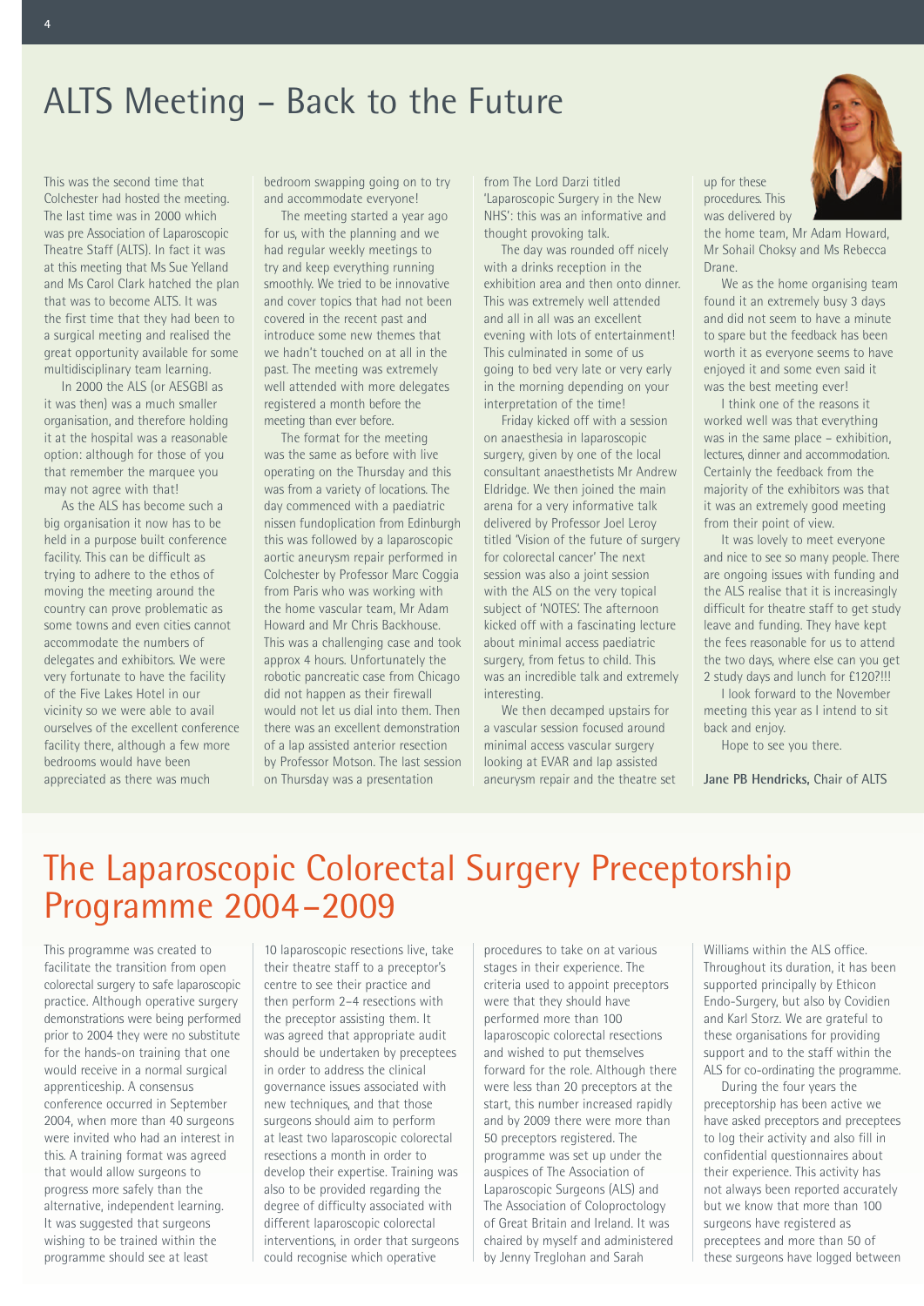# ALTS Meeting – Back to the Future

This was the second time that Colchester had hosted the meeting. The last time was in 2000 which was pre Association of Laparoscopic Theatre Staff (ALTS). In fact it was at this meeting that Ms Sue Yelland and Ms Carol Clark hatched the plan that was to become ALTS. It was the first time that they had been to a surgical meeting and realised the great opportunity available for some multidisciplinary team learning.

In 2000 the ALS (or AESGBI as it was then) was a much smaller organisation, and therefore holding it at the hospital was a reasonable option: although for those of you that remember the marquee you may not agree with that!

As the ALS has become such a big organisation it now has to be held in a purpose built conference facility. This can be difficult as trying to adhere to the ethos of moving the meeting around the country can prove problematic as some towns and even cities cannot accommodate the numbers of delegates and exhibitors. We were very fortunate to have the facility of the Five Lakes Hotel in our vicinity so we were able to avail ourselves of the excellent conference facility there, although a few more bedrooms would have been appreciated as there was much bedroom swapping going on to try and accommodate everyone!

The meeting started a year ago for us, with the planning and we had regular weekly meetings to try and keep everything running smoothly. We tried to be innovative and cover topics that had not been covered in the recent past and introduce some new themes that we hadn't touched on at all in the past. The meeting was extremely well attended with more delegates registered a month before the meeting than ever before.

The format for the meeting was the same as before with live operating on the Thursday and this was from a variety of locations. The day commenced with a paediatric nissen fundoplication from Edinburgh this was followed by a laparoscopic aortic aneurysm repair performed in Colchester by Professor Marc Coggia from Paris who was working with the home vascular team, Mr Adam Howard and Mr Chris Backhouse. This was a challenging case and took approx 4 hours. Unfortunately the robotic pancreatic case from Chicago did not happen as their firewall would not let us dial into them. Then there was an excellent demonstration of a lap assisted anterior resection by Professor Motson. The last session on Thursday was a presentation from The Lord Darzi titled 'Laparoscopic Surgery in the New NHS': this was an informative and thought provoking talk.

The day was rounded off nicely with a drinks reception in the exhibition area and then onto dinner. This was extremely well attended and all in all was an excellent evening with lots of entertainment! This culminated in some of us going to bed very late or very early in the morning depending on your interpretation of the time!

Friday kicked off with a session on anaesthesia in laparoscopic surgery, given by one of the local consultant anaesthetists Mr Andrew Eldridge. We then joined the main arena for a very informative talk delivered by Professor Joel Leroy titled 'Vision of the future of surgery for colorectal cancer' The next session was also a joint session with the ALS on the very topical subject of 'NOTES'. The afternoon kicked off with a fascinating lecture about minimal access paediatric surgery, from fetus to child. This was an incredible talk and extremely interesting.

We then decamped upstairs for a vascular session focused around minimal access vascular surgery looking at EVAR and lap assisted aneurysm repair and the theatre set up for these procedures. This was delivered by the home team, Mr Adam Howard, Mr Sohail Choksy and Ms Rebecca Drane.

We as the home organising team found it an extremely busy 3 days and did not seem to have a minute to spare but the feedback has been worth it as everyone seems to have enjoyed it and some even said it was the best meeting ever!

I think one of the reasons it worked well was that everything was in the same place – exhibition, lectures, dinner and accommodation. Certainly the feedback from the majority of the exhibitors was that it was an extremely good meeting from their point of view.

It was lovely to meet everyone and nice to see so many people. There are ongoing issues with funding and the ALS realise that it is increasingly difficult for theatre staff to get study leave and funding. They have kept the fees reasonable for us to attend the two days, where else can you get 2 study days and lunch for £120?!!!

I look forward to the November meeting this year as I intend to sit back and enjoy.

Hope to see you there.

**Jane PB Hendricks,** Chair of ALTS

# The Laparoscopic Colorectal Surgery Preceptorship Programme 2004–2009

This programme was created to facilitate the transition from open colorectal surgery to safe laparoscopic practice. Although operative surgery demonstrations were being performed prior to 2004 they were no substitute for the hands-on training that one would receive in a normal surgical apprenticeship. A consensus conference occurred in September 2004, when more than 40 surgeons were invited who had an interest in this. A training format was agreed that would allow surgeons to progress more safely than the alternative, independent learning. It was suggested that surgeons wishing to be trained within the programme should see at least 10 laparoscopic resections live, take their theatre staff to a preceptor's centre to see their practice and then perform 2–4 resections with the preceptor assisting them. It was agreed that appropriate audit should be undertaken by preceptees in order to address the clinical governance issues associated with new techniques, and that those surgeons should aim to perform at least two laparoscopic colorectal resections a month in order to develop their expertise. Training was also to be provided regarding the degree of difficulty associated with different laparoscopic colorectal interventions, in order that surgeons could recognise which operative procedures to take on at various stages in their experience. The criteria used to appoint preceptors were that they should have performed more than 100 laparoscopic colorectal resections and wished to put themselves forward for the role. Although there were less than 20 preceptors at the start, this number increased rapidly and by 2009 there were more than 50 preceptors registered. The programme was set up under the auspices of The Association of Laparoscopic Surgeons (ALS) and The Association of Coloproctology of Great Britain and Ireland. It was chaired by myself and administered by Jenny Treglohan and Sarah Williams within the ALS office. Throughout its duration, it has been supported principally by Ethicon Endo-Surgery, but also by Covidien and Karl Storz. We are grateful to these organisations for providing support and to the staff within the ALS for co-ordinating the programme.

During the four years the preceptorship has been active we have asked preceptors and preceptees to log their activity and also fill in confidential questionnaires about their experience. This activity has not always been reported accurately but we know that more than 100 surgeons have registered as preceptees and more than 50 of these surgeons have logged between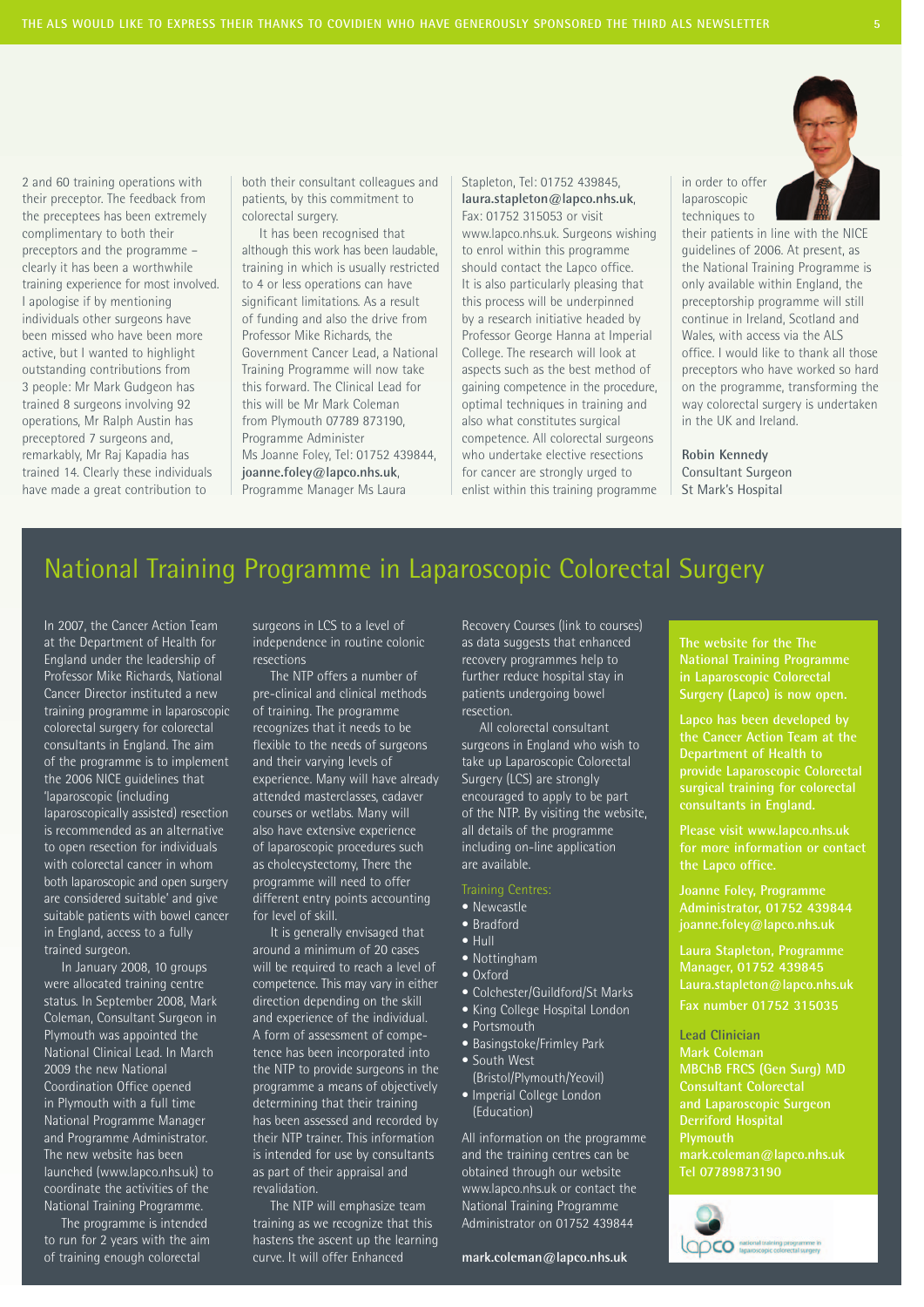2 and 60 training operations with their preceptor. The feedback from the preceptees has been extremely complimentary to both their preceptors and the programme – clearly it has been a worthwhile training experience for most involved. I apologise if by mentioning individuals other surgeons have been missed who have been more active, but I wanted to highlight outstanding contributions from 3 people: Mr Mark Gudgeon has trained 8 surgeons involving 92 operations, Mr Ralph Austin has preceptored 7 surgeons and, remarkably, Mr Raj Kapadia has trained 14. Clearly these individuals have made a great contribution to both their consultant colleagues and patients, by this commitment to colorectal surgery.

It has been recognised that although this work has been laudable, training in which is usually restricted to 4 or less operations can have significant limitations. As a result of funding and also the drive from Professor Mike Richards, the Government Cancer Lead, a National Training Programme will now take this forward. The Clinical Lead for this will be Mr Mark Coleman from Plymouth 07789 873190, Programme Administer Ms Joanne Foley, Tel: 01752 439844, **joanne.foley@lapco.nhs.uk**, Programme Manager Ms Laura Stapleton, Tel: 01752 439845, **laura.stapleton@lapco.nhs.uk**, Fax: 01752 315053 or visit www.lapco.nhs.uk. Surgeons wishing to enrol within this programme should contact the Lapco office. It is also particularly pleasing that this process will be underpinned by a research initiative headed by Professor George Hanna at Imperial College. The research will look at aspects such as the best method of gaining competence in the procedure, optimal techniques in training and also what constitutes surgical competence. All colorectal surgeons who undertake elective resections for cancer are strongly urged to enlist within this training programme in order to offer laparoscopic techniques to their patients in line with the NICE guidelines of 2006. At present, as the National Training Programme is only available within England, the preceptorship programme will still continue in Ireland, Scotland and Wales, with access via the ALS office. I would like to thank all those preceptors who have worked so hard on the programme, transforming the way colorectal surgery is undertaken in the UK and Ireland.

**Robin Kennedy**
Consultant Surgeon
St Mark's Hospital

## National Training Programme in Laparoscopic Colorectal Surgery

In 2007, the Cancer Action Team at the Department of Health for England under the leadership of Professor Mike Richards, National Cancer Director instituted a new training programme in laparoscopic colorectal surgery for colorectal consultants in England. The aim of the programme is to implement the 2006 NICE guidelines that 'laparoscopic (including laparoscopically assisted) resection is recommended as an alternative to open resection for individuals with colorectal cancer in whom both laparoscopic and open surgery are considered suitable' and give suitable patients with bowel cancer in England, access to a fully trained surgeon.

In January 2008, 10 groups were allocated training centre status. In September 2008, Mark Coleman, Consultant Surgeon in Plymouth was appointed the National Clinical Lead. In March 2009 the new National Coordination Office opened in Plymouth with a full time National Programme Manager and Programme Administrator. The new website has been launched (www.lapco.nhs.uk) to coordinate the activities of the National Training Programme.

The programme is intended to run for 2 years with the aim of training enough colorectal surgeons in LCS to a level of independence in routine colonic resections

The NTP offers a number of pre-clinical and clinical methods of training. The programme recognizes that it needs to be flexible to the needs of surgeons and their varying levels of experience. Many will have already attended masterclasses, cadaver courses or wetlabs. Many will also have extensive experience of laparoscopic procedures such as cholecystectomy, There the programme will need to offer different entry points accounting for level of skill.

It is generally envisaged that around a minimum of 20 cases will be required to reach a level of competence. This may vary in either direction depending on the skill and experience of the individual. A form of assessment of competence has been incorporated into the NTP to provide surgeons in the programme a means of objectively determining that their training has been assessed and recorded by their NTP trainer. This information is intended for use by consultants as part of their appraisal and revalidation.

The NTP will emphasize team training as we recognize that this hastens the ascent up the learning curve. It will offer Enhanced Recovery Courses (link to courses) as data suggests that enhanced recovery programmes help to further reduce hospital stay in patients undergoing bowel resection.

All colorectal consultant surgeons in England who wish to take up Laparoscopic Colorectal Surgery (LCS) are strongly encouraged to apply to be part of the NTP. By visiting the website, all details of the programme including on-line application are available.

Training Centres:

- Newcastle
- Bradford
- Hull
- Nottingham
- Oxford
- Colchester/Guildford/St Marks
- King College Hospital London
- Portsmouth
- Basingstoke/Frimley Park
- South West (Bristol/Plymouth/Yeovil)
- Imperial College London (Education)

All information on the programme and the training centres can be obtained through our website www.lapco.nhs.uk or contact the National Training Programme Administrator on 01752 439844

**mark.coleman@lapco.nhs.uk**

**The website for the The National Training Programme in Laparoscopic Colorectal Surgery (Lapco) is now open.**

**Lapco has been developed by the Cancer Action Team at the Department of Health to provide Laparoscopic Colorectal surgical training for colorectal consultants in England.**

**Please visit www.lapco.nhs.uk for more information or contact the Lapco office.**

**Joanne Foley, Programme Administrator, 01752 439844 joanne.foley@lapco.nhs.uk**

**Laura Stapleton, Programme Manager, 01752 439845 Laura.stapleton@lapco.nhs.uk**
**Fax number 01752 315035**

**Lead Clinician**
**Mark Coleman**
**MBChB FRCS (Gen Surg) MD**
**Consultant Colorectal and Laparoscopic Surgeon**
**Derriford Hospital**
**Plymouth**
**mark.coleman@lapco.nhs.uk**
**Tel 07789873190**

lapco national training programme in laparoscopic colorectal surgery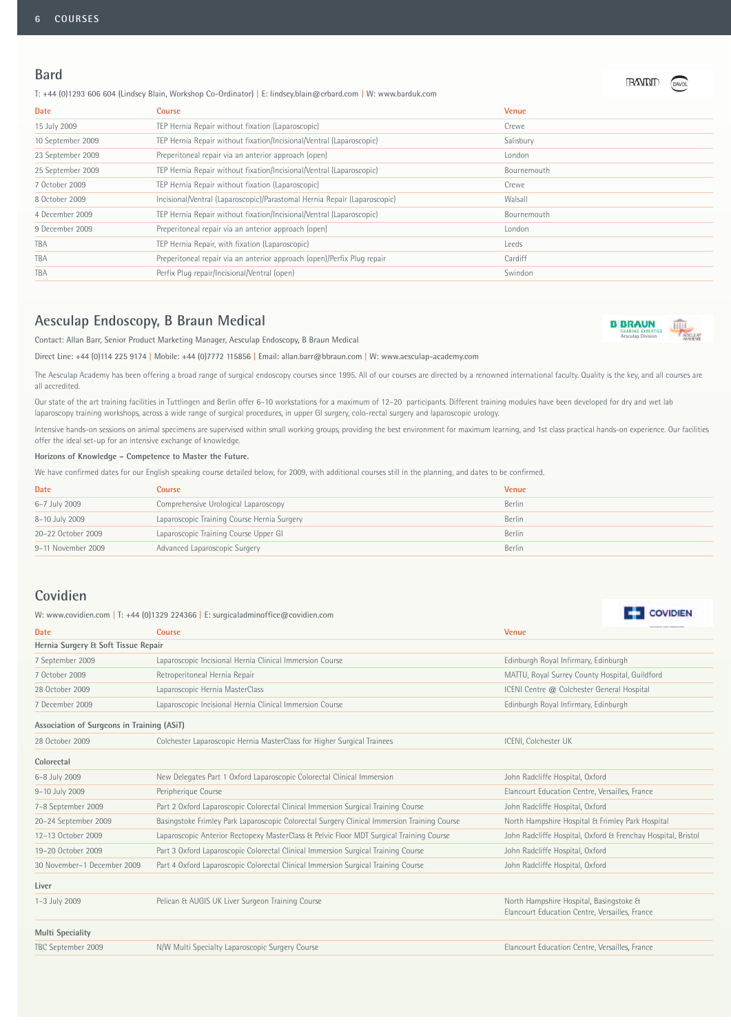## Bard

T: +44 (0)1293 606 604 (Lindsey Blain, Workshop Co-Ordinator) | E: lindsey.blain@crbard.com | W: www.barduk.com

| Date | Course | Venue |
|---|---|---|
| 15 July 2009 | TEP Hernia Repair without fixation (Laparoscopic) | Crewe |
| 10 September 2009 | TEP Hernia Repair without fixation/Incisional/Ventral (Laparoscopic) | Salisbury |
| 23 September 2009 | Preperitoneal repair via an anterior approach (open) | London |
| 25 September 2009 | TEP Hernia Repair without fixation/Incisional/Ventral (Laparoscopic) | Bournemouth |
| 7 October 2009 | TEP Hernia Repair without fixation (Laparoscopic) | Crewe |
| 8 October 2009 | Incisional/Ventral (Laparoscopic)/Parastomal Hernia Repair (Laparoscopic) | Walsall |
| 4 December 2009 | TEP Hernia Repair without fixation/Incisional/Ventral (Laparoscopic) | Bournemouth |
| 9 December 2009 | Preperitoneal repair via an anterior approach (open) | London |
| TBA | TEP Hernia Repair, with fixation (Laparoscopic) | Leeds |
| TBA | Preperitoneal repair via an anterior approach (open)/Perfix Plug repair | Cardiff |
| TBA | Perfix Plug repair/Incisional/Ventral (open) | Swindon |

## Aesculap Endoscopy, B Braun Medical

Contact: Allan Barr, Senior Product Marketing Manager, Aesculap Endoscopy, B Braun Medical

Direct Line: +44 (0)114 225 9174 | Mobile: +44 (0)7772 115856 | Email: allan.barr@bbraun.com | W: www.aesculap-academy.com

The Aesculap Academy has been offering a broad range of surgical endoscopy courses since 1995. All of our courses are directed by a renowned international faculty. Quality is the key, and all courses are all accredited.

Our state of the art training facilities in Tuttlingen and Berlin offer 6–10 workstations for a maximum of 12–20 participants. Different training modules have been developed for dry and wet lab laparoscopy training workshops, across a wide range of surgical procedures, in upper GI surgery, colo-rectal surgery and laparoscopic urology.

Intensive hands-on sessions on animal specimens are supervised within small working groups, providing the best environment for maximum learning, and 1st class practical hands-on experience. Our facilities offer the ideal set-up for an intensive exchange of knowledge.

**Horizons of Knowledge – Competence to Master the Future.**

We have confirmed dates for our English speaking course detailed below, for 2009, with additional courses still in the planning, and dates to be confirmed.

| Date | Course | Venue |
|---|---|---|
| 6–7 July 2009 | Comprehensive Urological Laparoscopy | Berlin |
| 8–10 July 2009 | Laparoscopic Training Course Hernia Surgery | Berlin |
| 20–22 October 2009 | Laparoscopic Training Course Upper GI | Berlin |
| 9–11 November 2009 | Advanced Laparoscopic Surgery | Berlin |

## Covidien

W: www.covidien.com | T: +44 (0)1329 224366 | E: surgicaladminoffice@covidien.com

| Date | Course | Venue |
|---|---|---|
| **Hernia Surgery & Soft Tissue Repair** | | |
| 7 September 2009 | Laparoscopic Incisional Hernia Clinical Immersion Course | Edinburgh Royal Infirmary, Edinburgh |
| 7 October 2009 | Retroperitoneal Hernia Repair | MATTU, Royal Surrey County Hospital, Guildford |
| 28 October 2009 | Laparoscopic Hernia MasterClass | ICENI Centre @ Colchester General Hospital |
| 7 December 2009 | Laparoscopic Incisional Hernia Clinical Immersion Course | Edinburgh Royal Infirmary, Edinburgh |
| **Association of Surgeons in Training (ASiT)** | | |
| 28 October 2009 | Colchester Laparoscopic Hernia MasterClass for Higher Surgical Trainees | ICENI, Colchester UK |
| **Colorectal** | | |
| 6–8 July 2009 | New Delegates Part 1 Oxford Laparoscopic Colorectal Clinical Immersion | John Radcliffe Hospital, Oxford |
| 9–10 July 2009 | Peripherique Course | Elancourt Education Centre, Versailles, France |
| 7–8 September 2009 | Part 2 Oxford Laparoscopic Colorectal Clinical Immersion Surgical Training Course | John Radcliffe Hospital, Oxford |
| 20–24 September 2009 | Basingstoke Frimley Park Laparoscopic Colorectal Surgery Clinical Immersion Training Course | North Hampshire Hospital & Frimley Park Hospital |
| 12–13 October 2009 | Laparoscopic Anterior Rectopexy MasterClass & Pelvic Floor MDT Surgical Training Course | John Radcliffe Hospital, Oxford & Frenchay Hospital, Bristol |
| 19–20 October 2009 | Part 3 Oxford Laparoscopic Colorectal Clinical Immersion Surgical Training Course | John Radcliffe Hospital, Oxford |
| 30 November–1 December 2009 | Part 4 Oxford Laparoscopic Colorectal Clinical Immersion Surgical Training Course | John Radcliffe Hospital, Oxford |
| **Liver** | | |
| 1–3 July 2009 | Pelican & AUGIS UK Liver Surgeon Training Course | North Hampshire Hospital, Basingstoke & Elancourt Education Centre, Versailles, France |
| **Multi Speciality** | | |
| TBC September 2009 | N/W Multi Specialty Laparoscopic Surgery Course | Elancourt Education Centre, Versailles, France |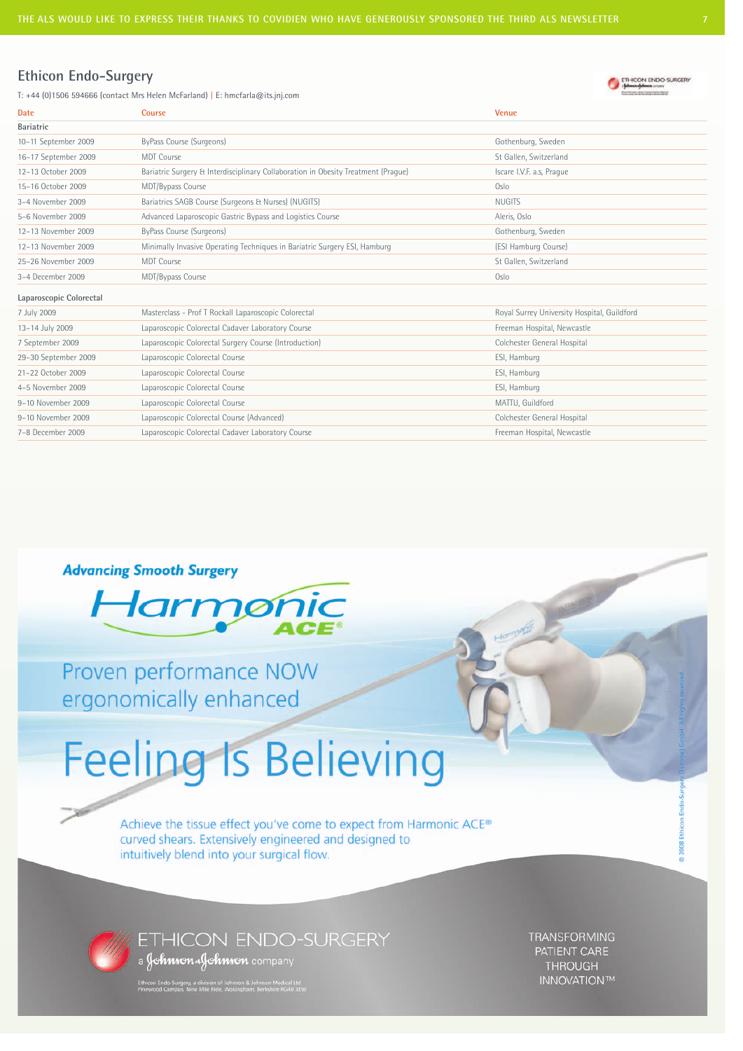## Ethicon Endo-Surgery

T: +44 (0)1506 594666 (contact Mrs Helen McFarland) | E: hmcfarla@its.jnj.com

| Date | Course | Venue |
|---|---|---|
| **Bariatric** | | |
| 10–11 September 2009 | ByPass Course (Surgeons) | Gothenburg, Sweden |
| 16–17 September 2009 | MDT Course | St Gallen, Switzerland |
| 12–13 October 2009 | Bariatric Surgery & Interdisciplinary Collaboration in Obesity Treatment (Prague) | Iscare I.V.F. a.s, Prague |
| 15–16 October 2009 | MDT/Bypass Course | Oslo |
| 3–4 November 2009 | Bariatrics SAGB Course (Surgeons & Nurses) (NUGITS) | NUGITS |
| 5–6 November 2009 | Advanced Laparoscopic Gastric Bypass and Logistics Course | Aleris, Oslo |
| 12–13 November 2009 | ByPass Course (Surgeons) | Gothenburg, Sweden |
| 12–13 November 2009 | Minimally Invasive Operating Techniques in Bariatric Surgery ESI, Hamburg | (ESI Hamburg Course) |
| 25–26 November 2009 | MDT Course | St Gallen, Switzerland |
| 3–4 December 2009 | MDT/Bypass Course | Oslo |
| **Laparoscopic Colorectal** | | |
| 7 July 2009 | Masterclass - Prof T Rockall Laparoscopic Colorectal | Royal Surrey University Hospital, Guildford |
| 13–14 July 2009 | Laparoscopic Colorectal Cadaver Laboratory Course | Freeman Hospital, Newcastle |
| 7 September 2009 | Laparoscopic Colorectal Surgery Course (Introduction) | Colchester General Hospital |
| 29–30 September 2009 | Laparoscopic Colorectal Course | ESI, Hamburg |
| 21–22 October 2009 | Laparoscopic Colorectal Course | ESI, Hamburg |
| 4–5 November 2009 | Laparoscopic Colorectal Course | ESI, Hamburg |
| 9–10 November 2009 | Laparoscopic Colorectal Course | MATTU, Guildford |
| 9–10 November 2009 | Laparoscopic Colorectal Course (Advanced) | Colchester General Hospital |
| 7–8 December 2009 | Laparoscopic Colorectal Cadaver Laboratory Course | Freeman Hospital, Newcastle |

**Advancing Smooth Surgery**

Harmonic ACE®

Proven performance NOW ergonomically enhanced

# Feeling Is Believing

Achieve the tissue effect you've come to expect from Harmonic ACE® curved shears. Extensively engineered and designed to intuitively blend into your surgical flow.

ETHICON ENDO-SURGERY
a Johnson & Johnson company

Ethicon Endo-Surgery, a division of Johnson & Johnson Medical Ltd
Pinewood Campus, Nine Mile Ride, Wokingham, Berkshire RG40 3EW

TRANSFORMING PATIENT CARE THROUGH INNOVATION™

© 2008 Ethicon Endo-Surgery (Europe) GmbH. All rights reserved.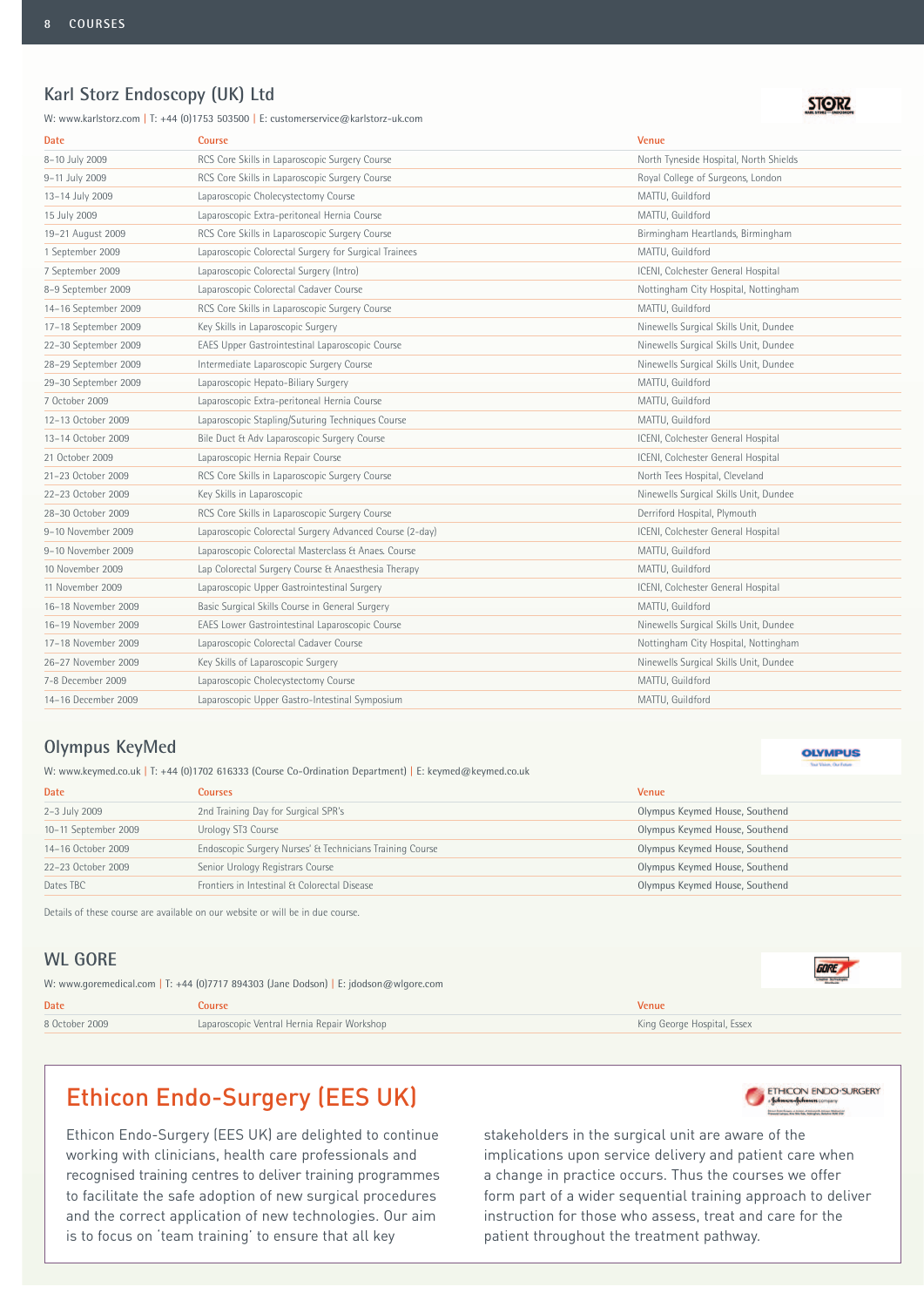## Karl Storz Endoscopy (UK) Ltd

W: www.karlstorz.com | T: +44 (0)1753 503500 | E: customerservice@karlstorz-uk.com

| Date | Course | Venue |
|---|---|---|
| 8–10 July 2009 | RCS Core Skills in Laparoscopic Surgery Course | North Tyneside Hospital, North Shields |
| 9–11 July 2009 | RCS Core Skills in Laparoscopic Surgery Course | Royal College of Surgeons, London |
| 13–14 July 2009 | Laparoscopic Cholecystectomy Course | MATTU, Guildford |
| 15 July 2009 | Laparoscopic Extra-peritoneal Hernia Course | MATTU, Guildford |
| 19–21 August 2009 | RCS Core Skills in Laparoscopic Surgery Course | Birmingham Heartlands, Birmingham |
| 1 September 2009 | Laparoscopic Colorectal Surgery for Surgical Trainees | MATTU, Guildford |
| 7 September 2009 | Laparoscopic Colorectal Surgery (Intro) | ICENI, Colchester General Hospital |
| 8–9 September 2009 | Laparoscopic Colorectal Cadaver Course | Nottingham City Hospital, Nottingham |
| 14–16 September 2009 | RCS Core Skills in Laparoscopic Surgery Course | MATTU, Guildford |
| 17–18 September 2009 | Key Skills in Laparoscopic Surgery | Ninewells Surgical Skills Unit, Dundee |
| 22–30 September 2009 | EAES Upper Gastrointestinal Laparoscopic Course | Ninewells Surgical Skills Unit, Dundee |
| 28–29 September 2009 | Intermediate Laparoscopic Surgery Course | Ninewells Surgical Skills Unit, Dundee |
| 29–30 September 2009 | Laparoscopic Hepato-Biliary Surgery | MATTU, Guildford |
| 7 October 2009 | Laparoscopic Extra-peritoneal Hernia Course | MATTU, Guildford |
| 12–13 October 2009 | Laparoscopic Stapling/Suturing Techniques Course | MATTU, Guildford |
| 13–14 October 2009 | Bile Duct & Adv Laparoscopic Surgery Course | ICENI, Colchester General Hospital |
| 21 October 2009 | Laparoscopic Hernia Repair Course | ICENI, Colchester General Hospital |
| 21–23 October 2009 | RCS Core Skills in Laparoscopic Surgery Course | North Tees Hospital, Cleveland |
| 22–23 October 2009 | Key Skills in Laparoscopic | Ninewells Surgical Skills Unit, Dundee |
| 28–30 October 2009 | RCS Core Skills in Laparoscopic Surgery Course | Derriford Hospital, Plymouth |
| 9–10 November 2009 | Laparoscopic Colorectal Surgery Advanced Course (2-day) | ICENI, Colchester General Hospital |
| 9–10 November 2009 | Laparoscopic Colorectal Masterclass & Anaes. Course | MATTU, Guildford |
| 10 November 2009 | Lap Colorectal Surgery Course & Anaesthesia Therapy | MATTU, Guildford |
| 11 November 2009 | Laparoscopic Upper Gastrointestinal Surgery | ICENI, Colchester General Hospital |
| 16–18 November 2009 | Basic Surgical Skills Course in General Surgery | MATTU, Guildford |
| 16–19 November 2009 | EAES Lower Gastrointestinal Laparoscopic Course | Ninewells Surgical Skills Unit, Dundee |
| 17–18 November 2009 | Laparoscopic Colorectal Cadaver Course | Nottingham City Hospital, Nottingham |
| 26–27 November 2009 | Key Skills of Laparoscopic Surgery | Ninewells Surgical Skills Unit, Dundee |
| 7-8 December 2009 | Laparoscopic Cholecystectomy Course | MATTU, Guildford |
| 14–16 December 2009 | Laparoscopic Upper Gastro-Intestinal Symposium | MATTU, Guildford |

## Olympus KeyMed

W: www.keymed.co.uk | T: +44 (0)1702 616333 (Course Co-Ordination Department) | E: keymed@keymed.co.uk

| Date | Courses | Venue |
|---|---|---|
| 2–3 July 2009 | 2nd Training Day for Surgical SPR's | Olympus Keymed House, Southend |
| 10–11 September 2009 | Urology ST3 Course | Olympus Keymed House, Southend |
| 14–16 October 2009 | Endoscopic Surgery Nurses' & Technicians Training Course | Olympus Keymed House, Southend |
| 22–23 October 2009 | Senior Urology Registrars Course | Olympus Keymed House, Southend |
| Dates TBC | Frontiers in Intestinal & Colorectal Disease | Olympus Keymed House, Southend |

Details of these course are available on our website or will be in due course.

## WL GORE

W: www.goremedical.com | T: +44 (0)7717 894303 (Jane Dodson) | E: jdodson@wlgore.com

| Date | Course | Venue |
|---|---|---|
| 8 October 2009 | Laparoscopic Ventral Hernia Repair Workshop | King George Hospital, Essex |

## Ethicon Endo-Surgery (EES UK)

Ethicon Endo-Surgery (EES UK) are delighted to continue working with clinicians, health care professionals and recognised training centres to deliver training programmes to facilitate the safe adoption of new surgical procedures and the correct application of new technologies. Our aim is to focus on 'team training' to ensure that all key stakeholders in the surgical unit are aware of the implications upon service delivery and patient care when a change in practice occurs. Thus the courses we offer form part of a wider sequential training approach to deliver instruction for those who assess, treat and care for the patient throughout the treatment pathway.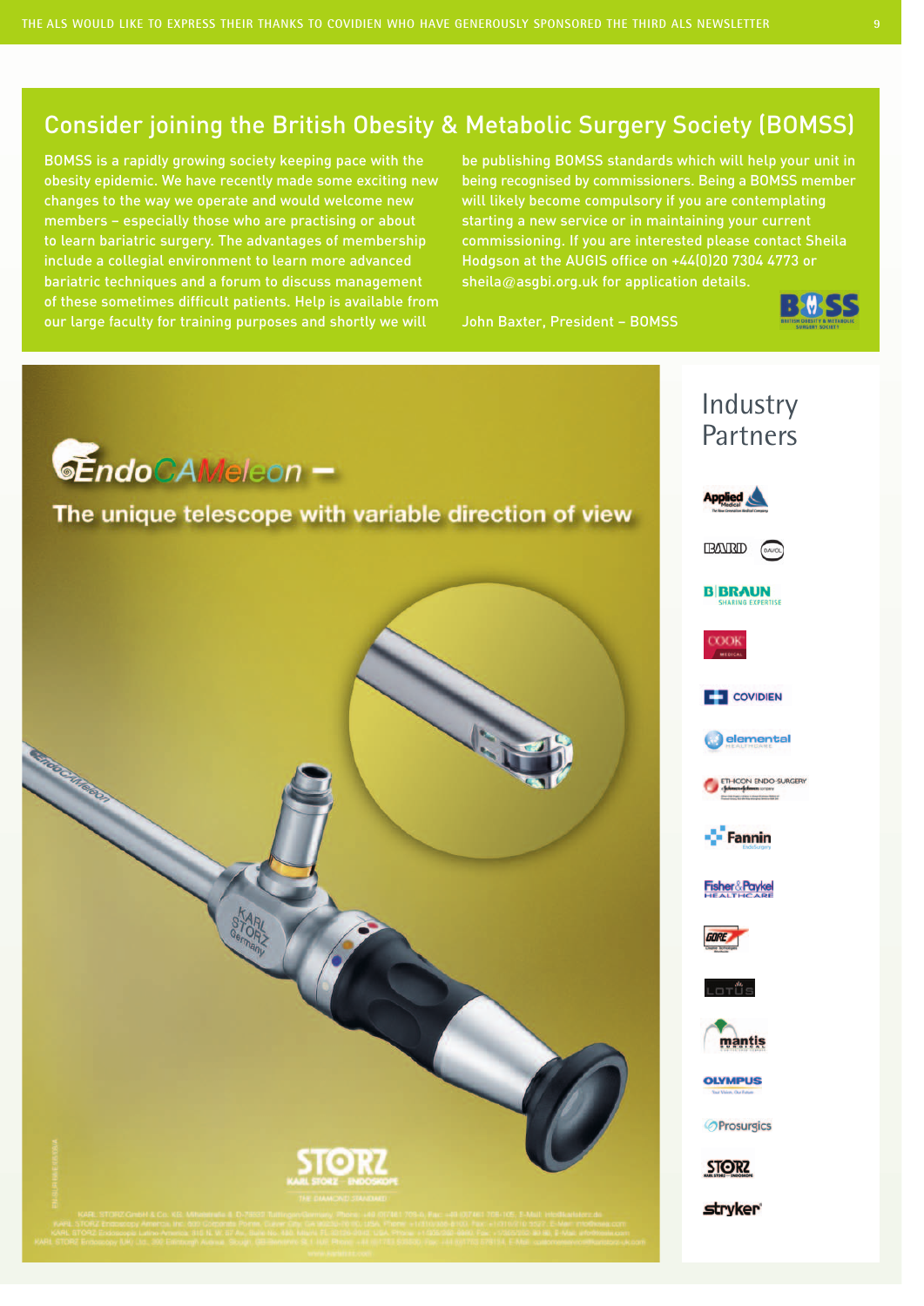## Consider joining the British Obesity & Metabolic Surgery Society (BOMSS)

BOMSS is a rapidly growing society keeping pace with the obesity epidemic. We have recently made some exciting new changes to the way we operate and would welcome new members – especially those who are practising or about to learn bariatric surgery. The advantages of membership include a collegial environment to learn more advanced bariatric techniques and a forum to discuss management of these sometimes difficult patients. Help is available from our large faculty for training purposes and shortly we will be publishing BOMSS standards which will help your unit in being recognised by commissioners. Being a BOMSS member will likely become compulsory if you are contemplating starting a new service or in maintaining your current commissioning. If you are interested please contact Sheila Hodgson at the AUGIS office on +44(0)20 7304 4773 or sheila@asgbi.org.uk for application details.

John Baxter, President – BOMSS

## EndoCAMeleon –

**The unique telescope with variable direction of view**

STORZ
KARL STORZ – ENDOSKOPE
THE DIAMOND STANDARD

## Industry Partners

- Applied Medical
- BARD / DAVOL
- B|BRAUN SHARING EXPERTISE
- COOK MEDICAL
- COVIDIEN
- elemental HEALTHCARE
- ETHICON ENDO-SURGERY
- Fannin
- Fisher&Paykel HEALTHCARE
- GORE
- LOTUS
- mantis
- OLYMPUS
- Prosurgics
- STORZ KARL STORZ – ENDOSKOPE
- stryker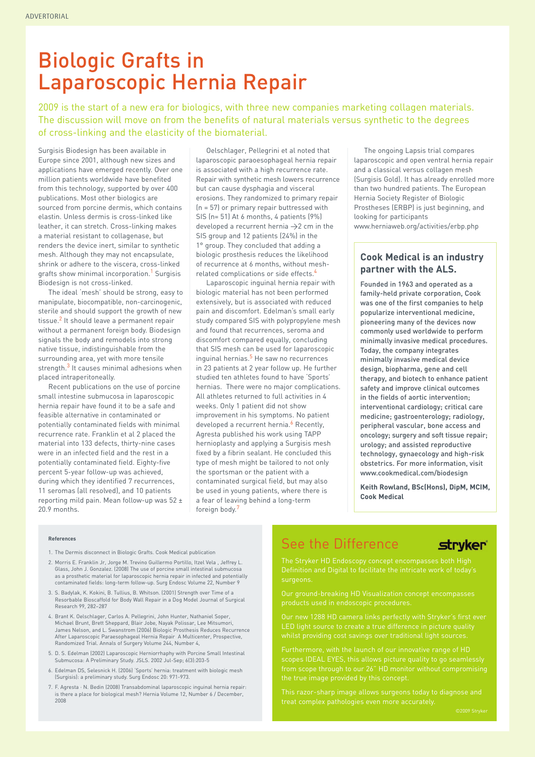ADVERTORIAL

# Biologic Grafts in Laparoscopic Hernia Repair

2009 is the start of a new era for biologics, with three new companies marketing collagen materials. The discussion will move on from the benefits of natural materials versus synthetic to the degrees of cross-linking and the elasticity of the biomaterial.

Surgisis Biodesign has been available in Europe since 2001, although new sizes and applications have emerged recently. Over one million patients worldwide have benefited from this technology, supported by over 400 publications. Most other biologics are sourced from porcine dermis, which contains elastin. Unless dermis is cross-linked like leather, it can stretch. Cross-linking makes a material resistant to collagenase, but renders the device inert, similar to synthetic mesh. Although they may not encapsulate, shrink or adhere to the viscera, cross-linked grafts show minimal incorporation.[1] Surgisis Biodesign is not cross-linked.

The ideal 'mesh' should be strong, easy to manipulate, biocompatible, non-carcinogenic, sterile and should support the growth of new tissue.[2] It should leave a permanent repair without a permanent foreign body. Biodesign signals the body and remodels into strong native tissue, indistinguishable from the surrounding area, yet with more tensile strength.[3] It causes minimal adhesions when placed intraperitoneally.

Recent publications on the use of porcine small intestine submucosa in laparoscopic hernia repair have found it to be a safe and feasible alternative in contaminated or potentially contaminated fields with minimal recurrence rate. Franklin et al 2 placed the material into 133 defects, thirty-nine cases were in an infected field and the rest in a potentially contaminated field. Eighty-five percent 5-year follow-up was achieved, during which they identified 7 recurrences, 11 seromas (all resolved), and 10 patients reporting mild pain. Mean follow-up was 52 ± 20.9 months.

Oelschlager, Pellegrini et al noted that laparoscopic paraoesophageal hernia repair is associated with a high recurrence rate. Repair with synthetic mesh lowers recurrence but can cause dysphagia and visceral erosions. They randomized to primary repair (n = 57) or primary repair buttressed with SIS (n= 51) At 6 months, 4 patients (9%) developed a recurrent hernia →2 cm in the SIS group and 12 patients (24%) in the 1° group. They concluded that adding a biologic prosthesis reduces the likelihood of recurrence at 6 months, without mesh-related complications or side effects.[4]

Laparoscopic inguinal hernia repair with biologic material has not been performed extensively, but is associated with reduced pain and discomfort. Edelman's small early study compared SIS with polypropylene mesh and found that recurrences, seroma and discomfort compared equally, concluding that SIS mesh can be used for laparoscopic inguinal hernias.[5] He saw no recurrences in 23 patients at 2 year follow up. He further studied ten athletes found to have 'Sports' hernias. There were no major complications. All athletes returned to full activities in 4 weeks. Only 1 patient did not show improvement in his symptoms. No patient developed a recurrent hernia.[6] Recently, Agresta published his work using TAPP hernioplasty and applying a Surgisis mesh fixed by a fibrin sealant. He concluded this type of mesh might be tailored to not only the sportsman or the patient with a contaminated surgical field, but may also be used in young patients, where there is a fear of leaving behind a long-term foreign body.[7]

The ongoing Lapsis trial compares laparoscopic and open ventral hernia repair and a classical versus collagen mesh (Surgisis Gold). It has already enrolled more than two hundred patients. The European Hernia Society Register of Biologic Prostheses (ERBP) is just beginning, and looking for participants www.herniaweb.org/activities/erbp.php

### Cook Medical is an industry partner with the ALS.

**Founded in 1963 and operated as a family-held private corporation, Cook was one of the first companies to help popularize interventional medicine, pioneering many of the devices now commonly used worldwide to perform minimally invasive medical procedures. Today, the company integrates minimally invasive medical device design, biopharma, gene and cell therapy, and biotech to enhance patient safety and improve clinical outcomes in the fields of aortic intervention; interventional cardiology; critical care medicine; gastroenterology; radiology, peripheral vascular, bone access and oncology; surgery and soft tissue repair; urology; and assisted reproductive technology, gynaecology and high-risk obstetrics. For more information, visit www.cookmedical.com/biodesign**

**Keith Rowland, BSc(Hons), DipM, MCIM, Cook Medical**

#### References

1. The Dermis disconnect in Biologic Grafts. Cook Medical publication
2. Morris E. Franklin Jr, Jorge M. Trevino Guillermo Portillo, Itzel Vela , Jeffrey L. Glass, John J. Gonzalez. (2008) The use of porcine small intestinal submucosa as a prosthetic material for laparoscopic hernia repair in infected and potentially contaminated fields: long-term follow-up. Surg Endosc Volume 22, Number 9
3. S. Badylak, K. Kokini, B. Tullius, B. Whitson. (2001) Strength over Time of a Resorbable Bioscaffold for Body Wall Repair in a Dog Model Journal of Surgical Research 99, 282–287
4. Brant K. Oelschlager, Carlos A. Pellegrini, John Hunter, Nathaniel Soper, Michael Brunt, Brett Sheppard, Blair Jobe, Nayak Polissar, Lee Mitsumori, James Nelson, and L. Swanstrom (2006) Biologic Prosthesis Reduces Recurrence After Laparoscopic Paraesophageal Hernia Repair A Multicenter, Prospective, Randomized Trial. Annals of Surgery Volume 244, Number 4,
5. D. S. Edelman (2002) Laparoscopic Herniorrhaphy with Porcine Small Intestinal Submucosa: A Preliminary Study. JSLS. 2002 Jul-Sep; 6(3):203-5
6. Edelman DS, Selesnick H. (2006) 'Sports' hernia: treatment with biologic mesh (Surgisis): a preliminary study. Surg Endosc 20: 971-973.
7. F. Agresta · N. Bedin (2008) Transabdominal laparoscopic inguinal hernia repair: is there a place for biological mesh? Hernia Volume 12, Number 6 / December, 2008

## See the Difference

stryker

The Stryker HD Endoscopy concept encompasses both High Definition and Digital to facilitate the intricate work of today's surgeons.

Our ground-breaking HD Visualization concept encompasses products used in endoscopic procedures.

Our new 1288 HD camera links perfectly with Stryker's first ever LED light source to create a true difference in picture quality whilst providing cost savings over traditional light sources.

Furthermore, with the launch of our innovative range of HD scopes IDEAL EYES, this allows picture quality to go seamlessly from scope through to our 26" HD monitor without compromising the true image provided by this concept.

This razor-sharp image allows surgeons today to diagnose and treat complex pathologies even more accurately.

©2009 Stryker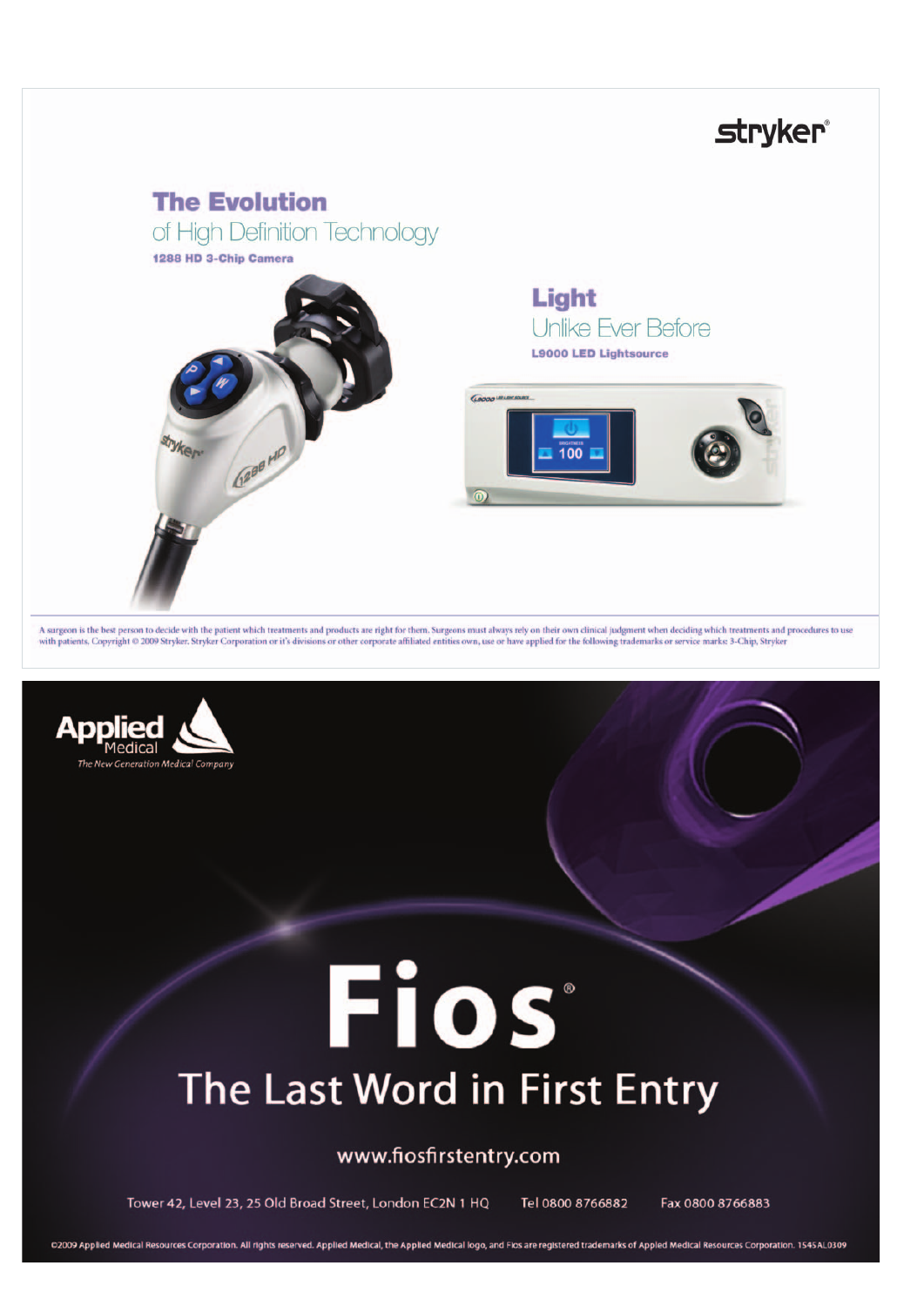stryker®

## The Evolution

of High Definition Technology

**1288 HD 3-Chip Camera**

## Light

Unlike Ever Before

**L9000 LED Lightsource**

A surgeon is the best person to decide with the patient which treatments and products are right for them. Surgeons must always rely on their own clinical judgment when deciding which treatments and procedures to use with patients. Copyright © 2009 Stryker. Stryker Corporation or it's divisions or other corporate affiliated entities own, use or have applied for the following trademarks or service marks: 3-Chip, Stryker

Applied Medical

*The New Generation Medical Company*

# Fios®

## The Last Word in First Entry

www.fiosfirstentry.com

Tower 42, Level 23, 25 Old Broad Street, London EC2N 1 HQ Tel 0800 8766882 Fax 0800 8766883

©2009 Applied Medical Resources Corporation. All rights reserved. Applied Medical, the Applied Medical logo, and Fios are registered trademarks of Applied Medical Resources Corporation. 1545AL0309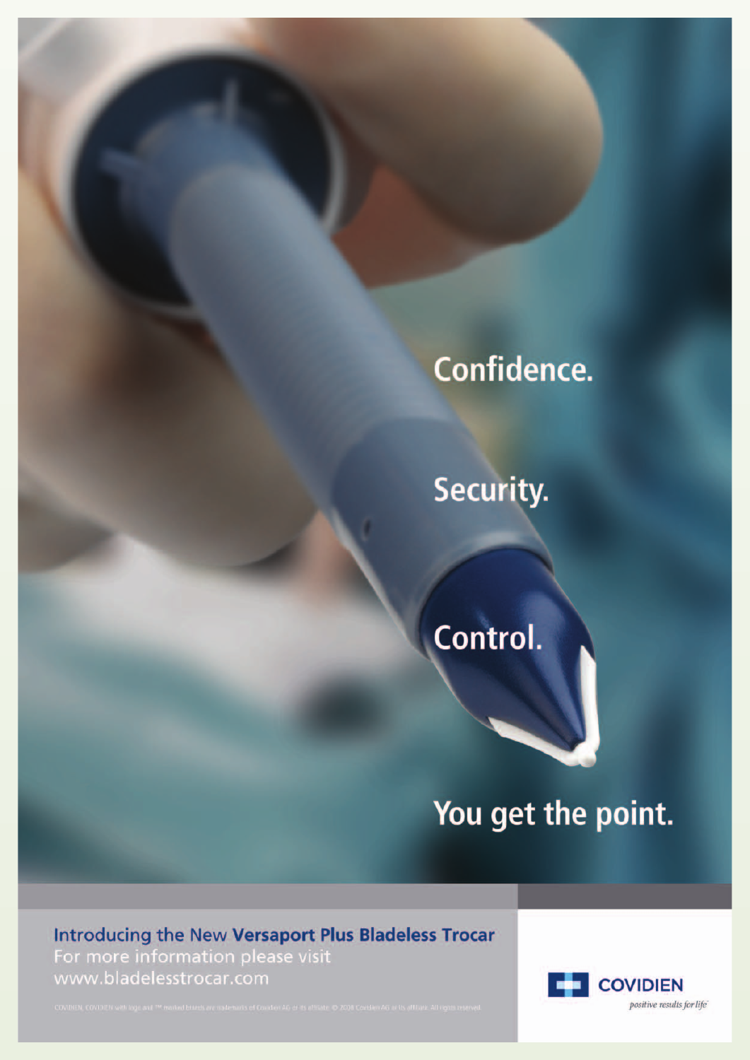Confidence.

Security.

Control.

You get the point.

Introducing the New **Versaport Plus Bladeless Trocar**
For more information please visit
www.bladelesstrocar.com

COVIDIEN, COVIDIEN with logo and ™ marked brands are trademarks of Covidien AG or its affiliate. © 2008 Covidien AG or its affiliate. All rights reserved.

COVIDIEN

*positive results for life*